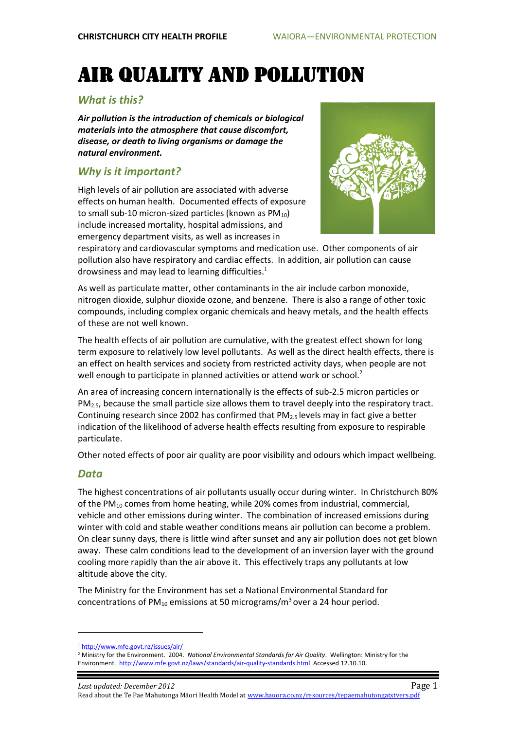# AIR QUALITY AND POLLUTION

## What is this?

***Air pollution is the introduction of chemicals or biological materials into the atmosphere that cause discomfort, disease, or death to living organisms or damage the natural environment.***

## Why is it important?

High levels of air pollution are associated with adverse effects on human health. Documented effects of exposure to small sub-10 micron-sized particles (known as $PM_{10}$) include increased mortality, hospital admissions, and emergency department visits, as well as increases in respiratory and cardiovascular symptoms and medication use. Other components of air pollution also have respiratory and cardiac effects. In addition, air pollution can cause drowsiness and may lead to learning difficulties.[1]

As well as particulate matter, other contaminants in the air include carbon monoxide, nitrogen dioxide, sulphur dioxide ozone, and benzene. There is also a range of other toxic compounds, including complex organic chemicals and heavy metals, and the health effects of these are not well known.

The health effects of air pollution are cumulative, with the greatest effect shown for long term exposure to relatively low level pollutants. As well as the direct health effects, there is an effect on health services and society from restricted activity days, when people are not well enough to participate in planned activities or attend work or school.[2]

An area of increasing concern internationally is the effects of sub-2.5 micron particles or $PM_{2.5}$, because the small particle size allows them to travel deeply into the respiratory tract. Continuing research since 2002 has confirmed that $PM_{2.5}$ levels may in fact give a better indication of the likelihood of adverse health effects resulting from exposure to respirable particulate.

Other noted effects of poor air quality are poor visibility and odours which impact wellbeing.

## Data

The highest concentrations of air pollutants usually occur during winter. In Christchurch 80% of the $PM_{10}$ comes from home heating, while 20% comes from industrial, commercial, vehicle and other emissions during winter. The combination of increased emissions during winter with cold and stable weather conditions means air pollution can become a problem. On clear sunny days, there is little wind after sunset and any air pollution does not get blown away. These calm conditions lead to the development of an inversion layer with the ground cooling more rapidly than the air above it. This effectively traps any pollutants at low altitude above the city.

The Ministry for the Environment has set a National Environmental Standard for concentrations of $PM_{10}$ emissions at 50 micrograms/$m^3$ over a 24 hour period.

---

[1] http://www.mfe.govt.nz/issues/air/

[2] Ministry for the Environment. 2004. *National Environmental Standards for Air Quality*. Wellington: Ministry for the Environment. http://www.mfe.govt.nz/laws/standards/air-quality-standards.html Accessed 12.10.10.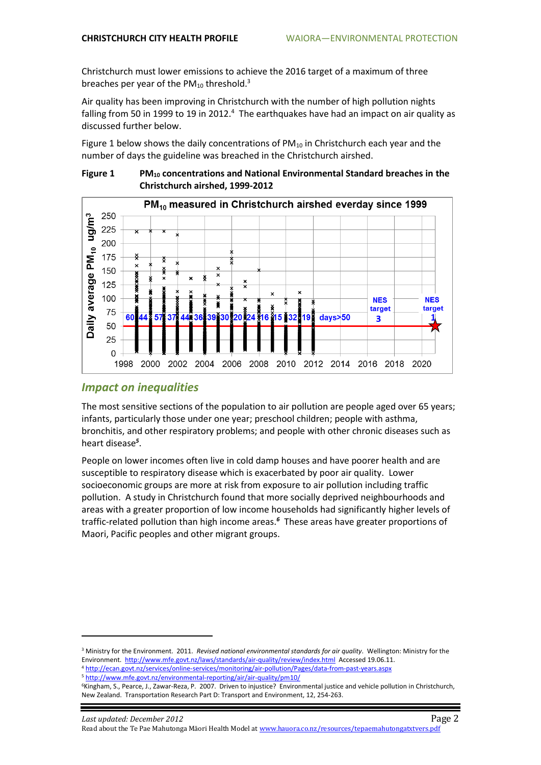Christchurch must lower emissions to achieve the 2016 target of a maximum of three breaches per year of the $PM_{10}$ threshold.[3]

Air quality has been improving in Christchurch with the number of high pollution nights falling from 50 in 1999 to 19 in 2012.[4] The earthquakes have had an impact on air quality as discussed further below.

Figure 1 below shows the daily concentrations of $PM_{10}$ in Christchurch each year and the number of days the guideline was breached in the Christchurch airshed.

**Figure 1 $PM_{10}$ concentrations and National Environmental Standard breaches in the Christchurch airshed, 1999-2012**

## *Impact on inequalities*

The most sensitive sections of the population to air pollution are people aged over 65 years; infants, particularly those under one year; preschool children; people with asthma, bronchitis, and other respiratory problems; and people with other chronic diseases such as heart disease[5].

People on lower incomes often live in cold damp houses and have poorer health and are susceptible to respiratory disease which is exacerbated by poor air quality. Lower socioeconomic groups are more at risk from exposure to air pollution including traffic pollution. A study in Christchurch found that more socially deprived neighbourhoods and areas with a greater proportion of low income households had significantly higher levels of traffic-related pollution than high income areas.[6] These areas have greater proportions of Maori, Pacific peoples and other migrant groups.

---

[3] Ministry for the Environment. 2011. *Revised national environmental standards for air quality*. Wellington: Ministry for the Environment. http://www.mfe.govt.nz/laws/standards/air-quality/review/index.html Accessed 19.06.11.

[4] http://ecan.govt.nz/services/online-services/monitoring/air-pollution/Pages/data-from-past-years.aspx

[5] http://www.mfe.govt.nz/environmental-reporting/air/air-quality/pm10/

[6] Kingham, S., Pearce, J., Zawar-Reza, P. 2007. Driven to injustice? Environmental justice and vehicle pollution in Christchurch, New Zealand. Transportation Research Part D: Transport and Environment, 12, 254-263.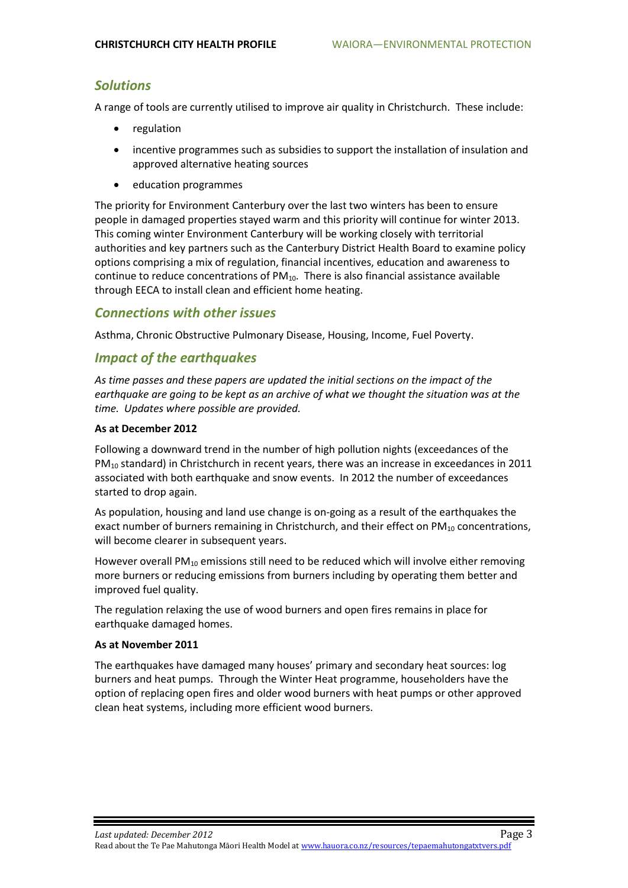## *Solutions*

A range of tools are currently utilised to improve air quality in Christchurch. These include:

- regulation
- incentive programmes such as subsidies to support the installation of insulation and approved alternative heating sources
- education programmes

The priority for Environment Canterbury over the last two winters has been to ensure people in damaged properties stayed warm and this priority will continue for winter 2013. This coming winter Environment Canterbury will be working closely with territorial authorities and key partners such as the Canterbury District Health Board to examine policy options comprising a mix of regulation, financial incentives, education and awareness to continue to reduce concentrations of $PM_{10}$. There is also financial assistance available through EECA to install clean and efficient home heating.

## *Connections with other issues*

Asthma, Chronic Obstructive Pulmonary Disease, Housing, Income, Fuel Poverty.

## *Impact of the earthquakes*

*As time passes and these papers are updated the initial sections on the impact of the earthquake are going to be kept as an archive of what we thought the situation was at the time. Updates where possible are provided.*

**As at December 2012**

Following a downward trend in the number of high pollution nights (exceedances of the $PM_{10}$ standard) in Christchurch in recent years, there was an increase in exceedances in 2011 associated with both earthquake and snow events. In 2012 the number of exceedances started to drop again.

As population, housing and land use change is on-going as a result of the earthquakes the exact number of burners remaining in Christchurch, and their effect on $PM_{10}$ concentrations, will become clearer in subsequent years.

However overall $PM_{10}$ emissions still need to be reduced which will involve either removing more burners or reducing emissions from burners including by operating them better and improved fuel quality.

The regulation relaxing the use of wood burners and open fires remains in place for earthquake damaged homes.

**As at November 2011**

The earthquakes have damaged many houses' primary and secondary heat sources: log burners and heat pumps. Through the Winter Heat programme, householders have the option of replacing open fires and older wood burners with heat pumps or other approved clean heat systems, including more efficient wood burners.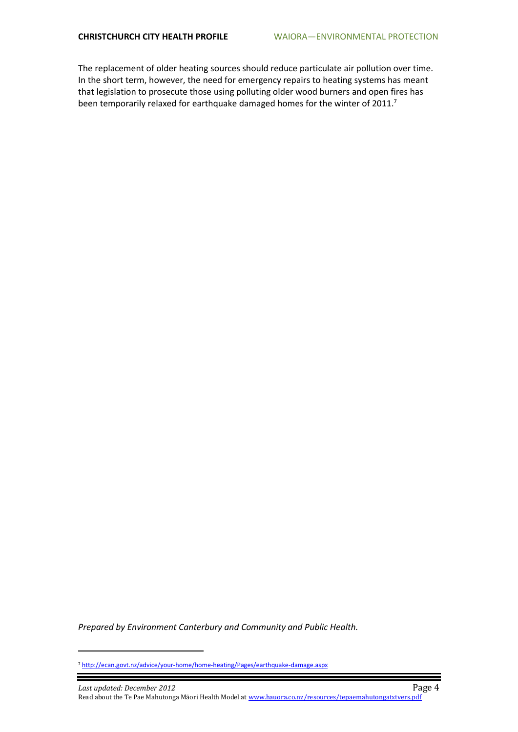The replacement of older heating sources should reduce particulate air pollution over time. In the short term, however, the need for emergency repairs to heating systems has meant that legislation to prosecute those using polluting older wood burners and open fires has been temporarily relaxed for earthquake damaged homes for the winter of 2011.[7]

*Prepared by Environment Canterbury and Community and Public Health.*

[7] http://ecan.govt.nz/advice/your-home/home-heating/Pages/earthquake-damage.aspx